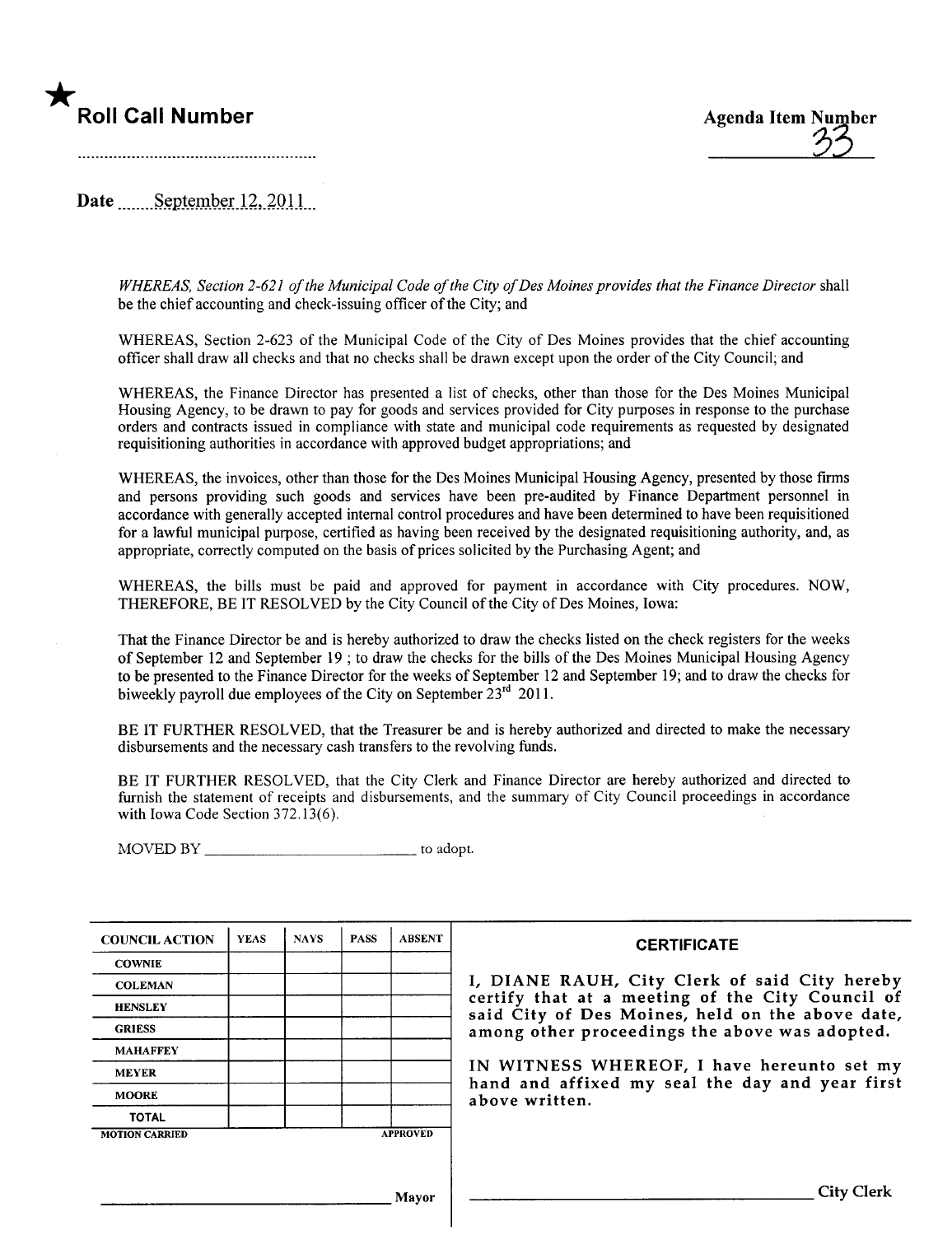★ **Roll Call Number**

Agenda Item Number 33

Date September 12, 2011

*WHEREAS, Section 2-621 of the Municipal Code of the City of Des Moines provides that the Finance Director* shall be the chief accounting and check-issuing officer of the City; and

WHEREAS, Section 2-623 of the Municipal Code of the City of Des Moines provides that the chief accounting officer shall draw all checks and that no checks shall be drawn except upon the order of the City Council; and

WHEREAS, the Finance Director has presented a list of checks, other than those for the Des Moines Municipal Housing Agency, to be drawn to pay for goods and services provided for City purposes in response to the purchase orders and contracts issued in compliance with state and municipal code requirements as requested by designated requisitioning authorities in accordance with approved budget appropriations; and

WHEREAS, the invoices, other than those for the Des Moines Municipal Housing Agency, presented by those firms and persons providing such goods and services have been pre-audited by Finance Department personnel in accordance with generally accepted internal control procedures and have been determined to have been requisitioned for a lawful municipal purpose, certified as having been received by the designated requisitioning authority, and, as appropriate, correctly computed on the basis of prices solicited by the Purchasing Agent; and

WHEREAS, the bills must be paid and approved for payment in accordance with City procedures. NOW, THEREFORE, BE IT RESOLVED by the City Council of the City of Des Moines, Iowa:

That the Finance Director be and is hereby authorized to draw the checks listed on the check registers for the weeks of September 12 and September 19 ; to draw the checks for the bills of the Des Moines Municipal Housing Agency to be presented to the Finance Director for the weeks of September 12 and September 19; and to draw the checks for biweekly payroll due employees of the City on September 23rd 2011.

BE IT FURTHER RESOLVED, that the Treasurer be and is hereby authorized and directed to make the necessary disbursements and the necessary cash transfers to the revolving funds.

BE IT FURTHER RESOLVED, that the City Clerk and Finance Director are hereby authorized and directed to furnish the statement of receipts and disbursements, and the summary of City Council proceedings in accordance with Iowa Code Section 372.13(6).

MOVED BY ______________________ to adopt.

| COUNCIL ACTION | YEAS | NAYS | PASS | ABSENT |
|---|---|---|---|---|
| COWNIE | | | | |
| COLEMAN | | | | |
| HENSLEY | | | | |
| GRIESS | | | | |
| MAHAFFEY | | | | |
| MEYER | | | | |
| MOORE | | | | |
| TOTAL | | | | |
| MOTION CARRIED | | | | APPROVED |

______________________ Mayor

**CERTIFICATE**

I, DIANE RAUH, City Clerk of said City hereby certify that at a meeting of the City Council of said City of Des Moines, held on the above date, among other proceedings the above was adopted.

IN WITNESS WHEREOF, I have hereunto set my hand and affixed my seal the day and year first above written.

______________________ City Clerk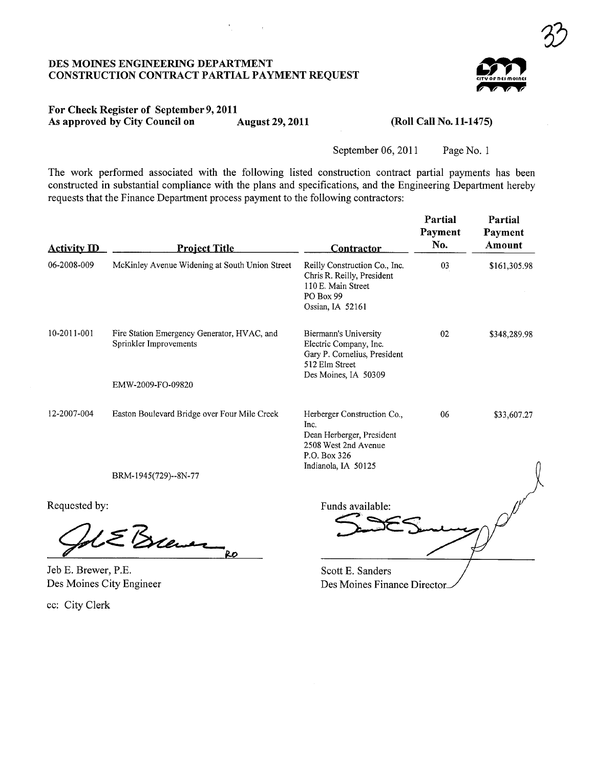# DES MOINES ENGINEERING DEPARTMENT
# CONSTRUCTION CONTRACT PARTIAL PAYMENT REQUEST

**For Check Register of September 9, 2011**
**As approved by City Council on August 29, 2011** **(Roll Call No. 11-1475)**

September 06, 2011 Page No. 1

The work performed associated with the following listed construction contract partial payments has been constructed in substantial compliance with the plans and specifications, and the Engineering Department hereby requests that the Finance Department process payment to the following contractors:

| Activity ID | Project Title | Contractor | Partial Payment No. | Partial Payment Amount |
|---|---|---|---|---|
| 06-2008-009 | McKinley Avenue Widening at South Union Street | Reilly Construction Co., Inc.<br>Chris R. Reilly, President<br>110 E. Main Street<br>PO Box 99<br>Ossian, IA 52161 | 03 | $161,305.98 |
| 10-2011-001 | Fire Station Emergency Generator, HVAC, and Sprinkler Improvements<br><br>EMW-2009-FO-09820 | Biermann's University Electric Company, Inc.<br>Gary P. Cornelius, President<br>512 Elm Street<br>Des Moines, IA 50309 | 02 | $348,289.98 |
| 12-2007-004 | Easton Boulevard Bridge over Four Mile Creek<br><br>BRM-1945(729)--8N-77 | Herberger Construction Co., Inc.<br>Dean Herberger, President<br>2508 West 2nd Avenue<br>P.O. Box 326<br>Indianola, IA 50125 | 06 | $33,607.27 |

Requested by:

Jeb E. Brewer, P.E.
Des Moines City Engineer

Funds available:

Scott E. Sanders
Des Moines Finance Director

cc: City Clerk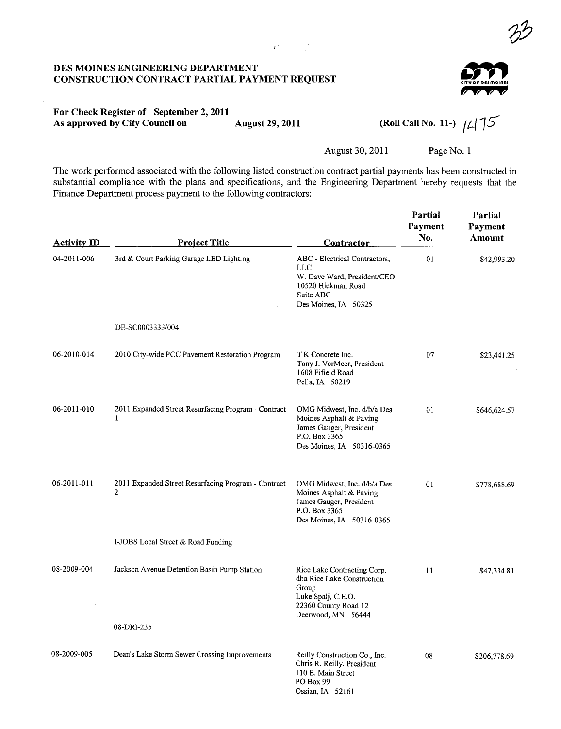**DES MOINES ENGINEERING DEPARTMENT**
**CONSTRUCTION CONTRACT PARTIAL PAYMENT REQUEST**

**For Check Register of September 2, 2011**
**As approved by City Council on** August 29, 2011 **(Roll Call No. 11-)** 1475

August 30, 2011 Page No. 1

The work performed associated with the following listed construction contract partial payments has been constructed in substantial compliance with the plans and specifications, and the Engineering Department hereby requests that the Finance Department process payment to the following contractors:

| Activity ID | Project Title | Contractor | Partial Payment No. | Partial Payment Amount |
|---|---|---|---|---|
| 04-2011-006 | 3rd & Court Parking Garage LED Lighting<br>DE-SC0003333/004 | ABC - Electrical Contractors, LLC<br>W. Dave Ward, President/CEO<br>10520 Hickman Road<br>Suite ABC<br>Des Moines, IA 50325 | 01 | $42,993.20 |
| 06-2010-014 | 2010 City-wide PCC Pavement Restoration Program | T K Concrete Inc.<br>Tony J. VerMeer, President<br>1608 Fifield Road<br>Pella, IA 50219 | 07 | $23,441.25 |
| 06-2011-010 | 2011 Expanded Street Resurfacing Program - Contract 1 | OMG Midwest, Inc. d/b/a Des Moines Asphalt & Paving<br>James Gauger, President<br>P.O. Box 3365<br>Des Moines, IA 50316-0365 | 01 | $646,624.57 |
| 06-2011-011 | 2011 Expanded Street Resurfacing Program - Contract 2<br>I-JOBS Local Street & Road Funding | OMG Midwest, Inc. d/b/a Des Moines Asphalt & Paving<br>James Gauger, President<br>P.O. Box 3365<br>Des Moines, IA 50316-0365 | 01 | $778,688.69 |
| 08-2009-004 | Jackson Avenue Detention Basin Pump Station<br>08-DRI-235 | Rice Lake Contracting Corp. dba Rice Lake Construction Group<br>Luke Spalj, C.E.O.<br>22360 County Road 12<br>Deerwood, MN 56444 | 11 | $47,334.81 |
| 08-2009-005 | Dean's Lake Storm Sewer Crossing Improvements | Reilly Construction Co., Inc.<br>Chris R. Reilly, President<br>110 E. Main Street<br>PO Box 99<br>Ossian, IA 52161 | 08 | $206,778.69 |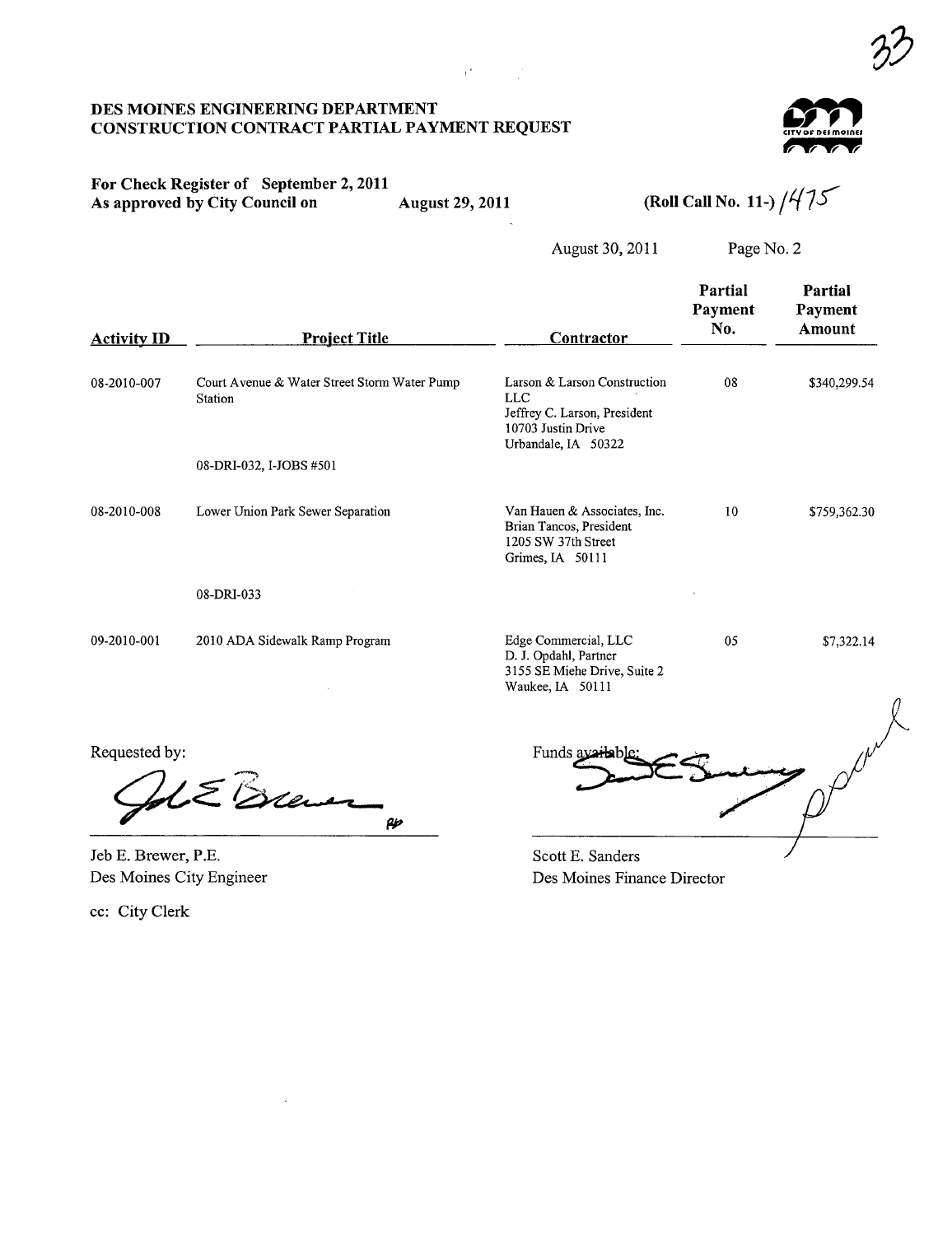# DES MOINES ENGINEERING DEPARTMENT
# CONSTRUCTION CONTRACT PARTIAL PAYMENT REQUEST

**For Check Register of September 2, 2011**
**As approved by City Council on** **August 29, 2011** **(Roll Call No. 11-) 1475**

August 30, 2011 Page No. 2

| Activity ID | Project Title | Contractor | Partial Payment No. | Partial Payment Amount |
|---|---|---|---|---|
| 08-2010-007 | Court Avenue & Water Street Storm Water Pump Station<br><br>08-DRI-032, I-JOBS #501 | Larson & Larson Construction LLC<br>Jeffrey C. Larson, President<br>10703 Justin Drive<br>Urbandale, IA 50322 | 08 | $340,299.54 |
| 08-2010-008 | Lower Union Park Sewer Separation<br><br>08-DRI-033 | Van Hauen & Associates, Inc.<br>Brian Tancos, President<br>1205 SW 37th Street<br>Grimes, IA 50111 | 10 | $759,362.30 |
| 09-2010-001 | 2010 ADA Sidewalk Ramp Program | Edge Commercial, LLC<br>D. J. Opdahl, Partner<br>3155 SE Miehe Drive, Suite 2<br>Waukee, IA 50111 | 05 | $7,322.14 |

Requested by:

Jeb E. Brewer, P.E.
Des Moines City Engineer

Funds available:

Scott E. Sanders
Des Moines Finance Director

cc: City Clerk